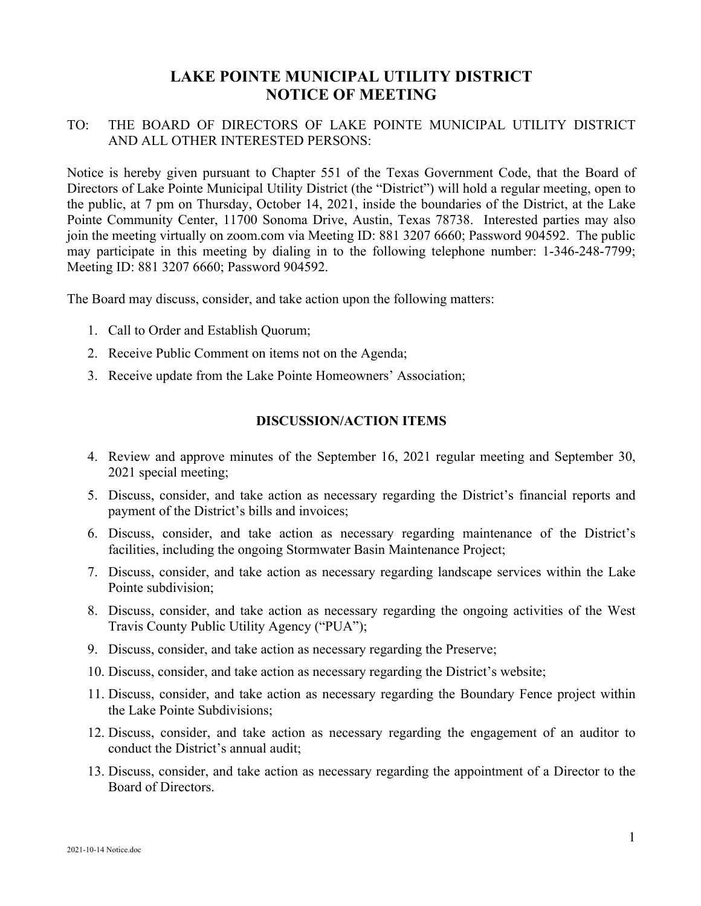# LAKE POINTE MUNICIPAL UTILITY DISTRICT
# NOTICE OF MEETING

TO: THE BOARD OF DIRECTORS OF LAKE POINTE MUNICIPAL UTILITY DISTRICT AND ALL OTHER INTERESTED PERSONS:

Notice is hereby given pursuant to Chapter 551 of the Texas Government Code, that the Board of Directors of Lake Pointe Municipal Utility District (the "District") will hold a regular meeting, open to the public, at 7 pm on Thursday, October 14, 2021, inside the boundaries of the District, at the Lake Pointe Community Center, 11700 Sonoma Drive, Austin, Texas 78738. Interested parties may also join the meeting virtually on zoom.com via Meeting ID: 881 3207 6660; Password 904592. The public may participate in this meeting by dialing in to the following telephone number: 1-346-248-7799; Meeting ID: 881 3207 6660; Password 904592.

The Board may discuss, consider, and take action upon the following matters:

1. Call to Order and Establish Quorum;
2. Receive Public Comment on items not on the Agenda;
3. Receive update from the Lake Pointe Homeowners' Association;

## DISCUSSION/ACTION ITEMS

4. Review and approve minutes of the September 16, 2021 regular meeting and September 30, 2021 special meeting;
5. Discuss, consider, and take action as necessary regarding the District's financial reports and payment of the District's bills and invoices;
6. Discuss, consider, and take action as necessary regarding maintenance of the District's facilities, including the ongoing Stormwater Basin Maintenance Project;
7. Discuss, consider, and take action as necessary regarding landscape services within the Lake Pointe subdivision;
8. Discuss, consider, and take action as necessary regarding the ongoing activities of the West Travis County Public Utility Agency ("PUA");
9. Discuss, consider, and take action as necessary regarding the Preserve;
10. Discuss, consider, and take action as necessary regarding the District's website;
11. Discuss, consider, and take action as necessary regarding the Boundary Fence project within the Lake Pointe Subdivisions;
12. Discuss, consider, and take action as necessary regarding the engagement of an auditor to conduct the District's annual audit;
13. Discuss, consider, and take action as necessary regarding the appointment of a Director to the Board of Directors.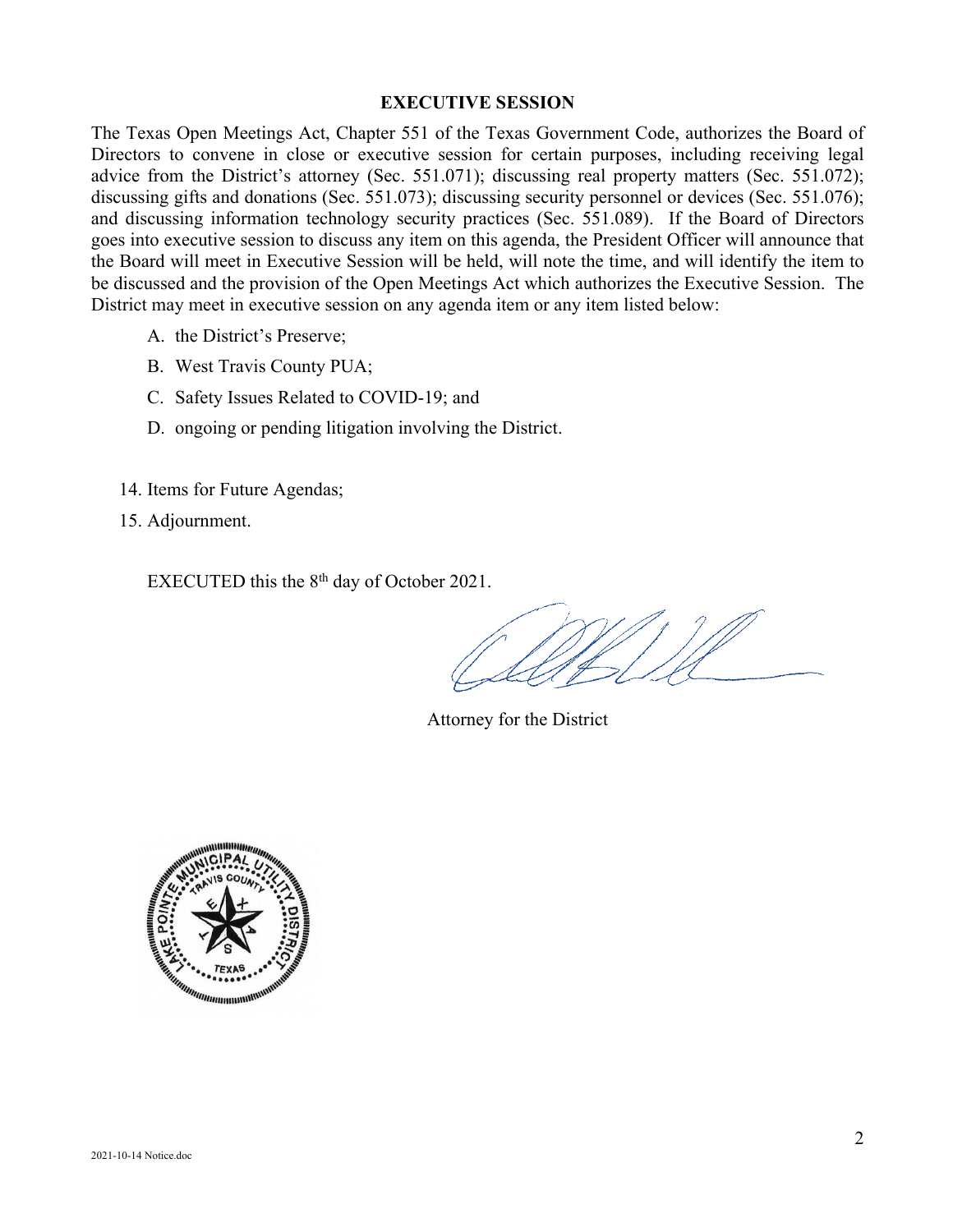## EXECUTIVE SESSION

The Texas Open Meetings Act, Chapter 551 of the Texas Government Code, authorizes the Board of Directors to convene in close or executive session for certain purposes, including receiving legal advice from the District's attorney (Sec. 551.071); discussing real property matters (Sec. 551.072); discussing gifts and donations (Sec. 551.073); discussing security personnel or devices (Sec. 551.076); and discussing information technology security practices (Sec. 551.089). If the Board of Directors goes into executive session to discuss any item on this agenda, the President Officer will announce that the Board will meet in Executive Session will be held, will note the time, and will identify the item to be discussed and the provision of the Open Meetings Act which authorizes the Executive Session. The District may meet in executive session on any agenda item or any item listed below:

A. the District's Preserve;

B. West Travis County PUA;

C. Safety Issues Related to COVID-19; and

D. ongoing or pending litigation involving the District.

14. Items for Future Agendas;

15. Adjournment.

EXECUTED this the 8th day of October 2021.

Attorney for the District

2021-10-14 Notice.doc